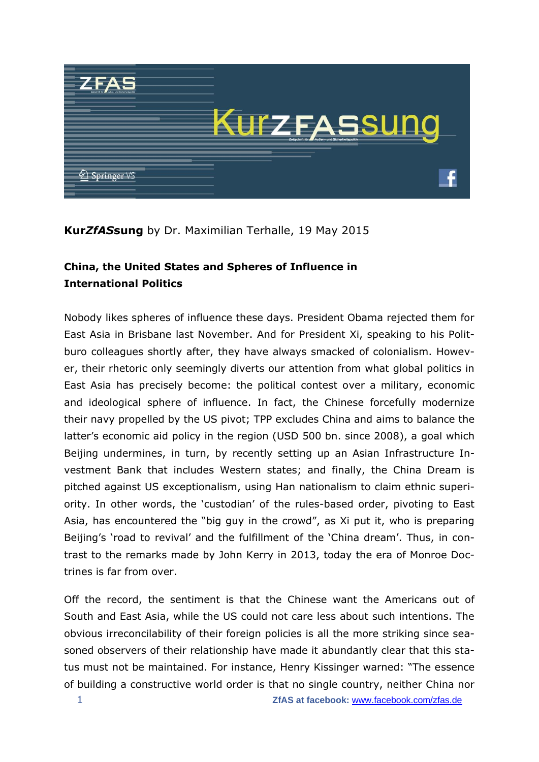**Kur*ZfAS*sung** by Dr. Maximilian Terhalle, 19 May 2015

## China, the United States and Spheres of Influence in International Politics

Nobody likes spheres of influence these days. President Obama rejected them for East Asia in Brisbane last November. And for President Xi, speaking to his Politburo colleagues shortly after, they have always smacked of colonialism. However, their rhetoric only seemingly diverts our attention from what global politics in East Asia has precisely become: the political contest over a military, economic and ideological sphere of influence. In fact, the Chinese forcefully modernize their navy propelled by the US pivot; TPP excludes China and aims to balance the latter's economic aid policy in the region (USD 500 bn. since 2008), a goal which Beijing undermines, in turn, by recently setting up an Asian Infrastructure Investment Bank that includes Western states; and finally, the China Dream is pitched against US exceptionalism, using Han nationalism to claim ethnic superiority. In other words, the 'custodian' of the rules-based order, pivoting to East Asia, has encountered the "big guy in the crowd", as Xi put it, who is preparing Beijing's 'road to revival' and the fulfillment of the 'China dream'. Thus, in contrast to the remarks made by John Kerry in 2013, today the era of Monroe Doctrines is far from over.

Off the record, the sentiment is that the Chinese want the Americans out of South and East Asia, while the US could not care less about such intentions. The obvious irreconcilability of their foreign policies is all the more striking since seasoned observers of their relationship have made it abundantly clear that this status must not be maintained. For instance, Henry Kissinger warned: "The essence of building a constructive world order is that no single country, neither China nor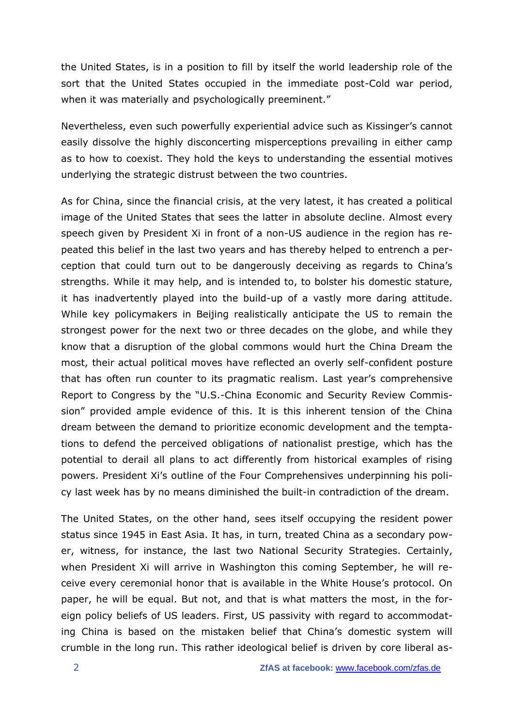the United States, is in a position to fill by itself the world leadership role of the sort that the United States occupied in the immediate post-Cold war period, when it was materially and psychologically preeminent."

Nevertheless, even such powerfully experiential advice such as Kissinger's cannot easily dissolve the highly disconcerting misperceptions prevailing in either camp as to how to coexist. They hold the keys to understanding the essential motives underlying the strategic distrust between the two countries.

As for China, since the financial crisis, at the very latest, it has created a political image of the United States that sees the latter in absolute decline. Almost every speech given by President Xi in front of a non-US audience in the region has repeated this belief in the last two years and has thereby helped to entrench a perception that could turn out to be dangerously deceiving as regards to China's strengths. While it may help, and is intended to, to bolster his domestic stature, it has inadvertently played into the build-up of a vastly more daring attitude. While key policymakers in Beijing realistically anticipate the US to remain the strongest power for the next two or three decades on the globe, and while they know that a disruption of the global commons would hurt the China Dream the most, their actual political moves have reflected an overly self-confident posture that has often run counter to its pragmatic realism. Last year's comprehensive Report to Congress by the "U.S.-China Economic and Security Review Commission" provided ample evidence of this. It is this inherent tension of the China dream between the demand to prioritize economic development and the temptations to defend the perceived obligations of nationalist prestige, which has the potential to derail all plans to act differently from historical examples of rising powers. President Xi's outline of the Four Comprehensives underpinning his policy last week has by no means diminished the built-in contradiction of the dream.

The United States, on the other hand, sees itself occupying the resident power status since 1945 in East Asia. It has, in turn, treated China as a secondary power, witness, for instance, the last two National Security Strategies. Certainly, when President Xi will arrive in Washington this coming September, he will receive every ceremonial honor that is available in the White House's protocol. On paper, he will be equal. But not, and that is what matters the most, in the foreign policy beliefs of US leaders. First, US passivity with regard to accommodating China is based on the mistaken belief that China's domestic system will crumble in the long run. This rather ideological belief is driven by core liberal as-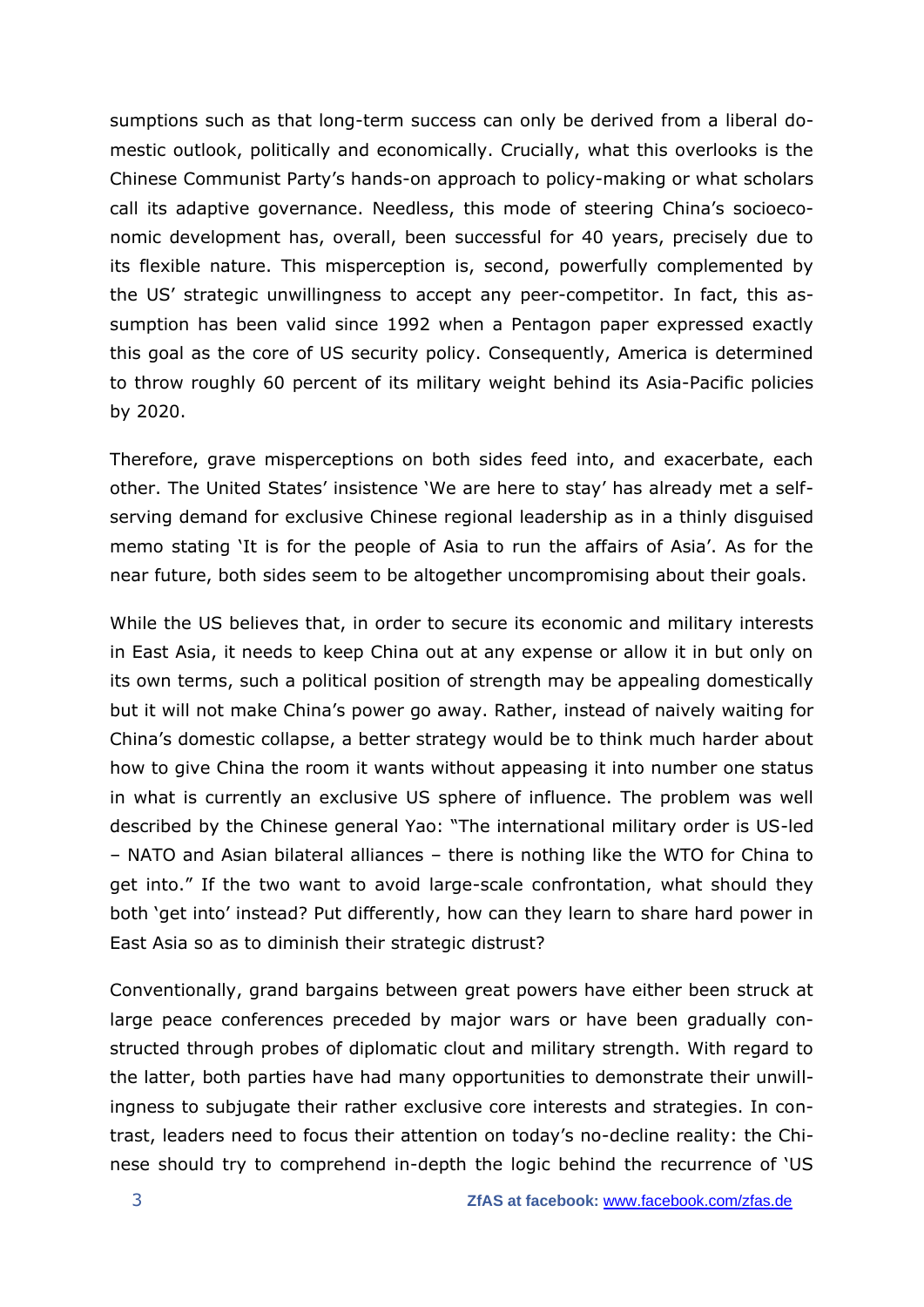sumptions such as that long-term success can only be derived from a liberal domestic outlook, politically and economically. Crucially, what this overlooks is the Chinese Communist Party's hands-on approach to policy-making or what scholars call its adaptive governance. Needless, this mode of steering China's socioeconomic development has, overall, been successful for 40 years, precisely due to its flexible nature. This misperception is, second, powerfully complemented by the US' strategic unwillingness to accept any peer-competitor. In fact, this assumption has been valid since 1992 when a Pentagon paper expressed exactly this goal as the core of US security policy. Consequently, America is determined to throw roughly 60 percent of its military weight behind its Asia-Pacific policies by 2020.

Therefore, grave misperceptions on both sides feed into, and exacerbate, each other. The United States' insistence 'We are here to stay' has already met a self-serving demand for exclusive Chinese regional leadership as in a thinly disguised memo stating 'It is for the people of Asia to run the affairs of Asia'. As for the near future, both sides seem to be altogether uncompromising about their goals.

While the US believes that, in order to secure its economic and military interests in East Asia, it needs to keep China out at any expense or allow it in but only on its own terms, such a political position of strength may be appealing domestically but it will not make China's power go away. Rather, instead of naively waiting for China's domestic collapse, a better strategy would be to think much harder about how to give China the room it wants without appeasing it into number one status in what is currently an exclusive US sphere of influence. The problem was well described by the Chinese general Yao: "The international military order is US-led – NATO and Asian bilateral alliances – there is nothing like the WTO for China to get into." If the two want to avoid large-scale confrontation, what should they both 'get into' instead? Put differently, how can they learn to share hard power in East Asia so as to diminish their strategic distrust?

Conventionally, grand bargains between great powers have either been struck at large peace conferences preceded by major wars or have been gradually constructed through probes of diplomatic clout and military strength. With regard to the latter, both parties have had many opportunities to demonstrate their unwillingness to subjugate their rather exclusive core interests and strategies. In contrast, leaders need to focus their attention on today's no-decline reality: the Chinese should try to comprehend in-depth the logic behind the recurrence of 'US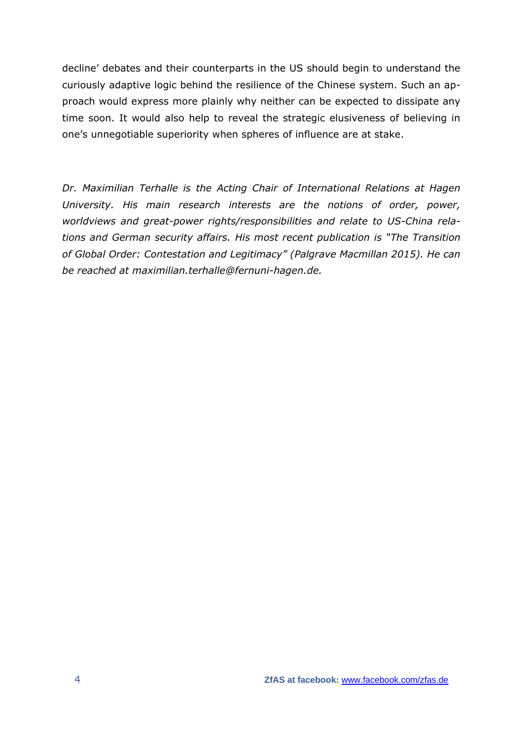decline' debates and their counterparts in the US should begin to understand the curiously adaptive logic behind the resilience of the Chinese system. Such an approach would express more plainly why neither can be expected to dissipate any time soon. It would also help to reveal the strategic elusiveness of believing in one's unnegotiable superiority when spheres of influence are at stake.

*Dr. Maximilian Terhalle is the Acting Chair of International Relations at Hagen University. His main research interests are the notions of order, power, worldviews and great-power rights/responsibilities and relate to US-China relations and German security affairs. His most recent publication is "The Transition of Global Order: Contestation and Legitimacy" (Palgrave Macmillan 2015). He can be reached at maximilian.terhalle@fernuni-hagen.de.*